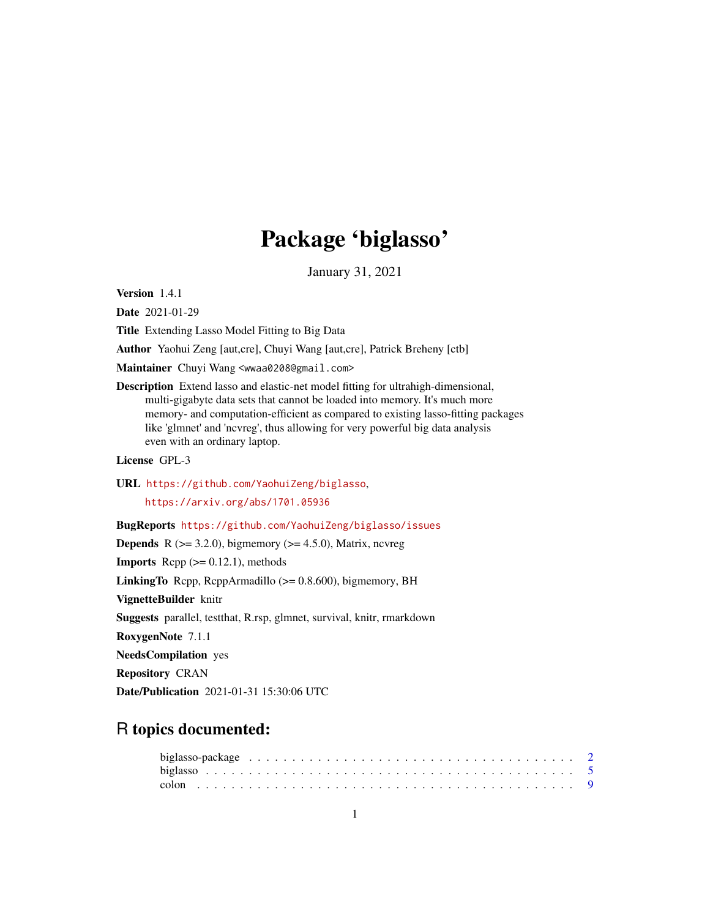# Package 'biglasso'

January 31, 2021

**Version** 1.4.1

**Date** 2021-01-29

**Title** Extending Lasso Model Fitting to Big Data

**Author** Yaohui Zeng [aut,cre], Chuyi Wang [aut,cre], Patrick Breheny [ctb]

**Maintainer** Chuyi Wang <wwaa0208@gmail.com>

**Description** Extend lasso and elastic-net model fitting for ultrahigh-dimensional, multi-gigabyte data sets that cannot be loaded into memory. It's much more memory- and computation-efficient as compared to existing lasso-fitting packages like 'glmnet' and 'ncvreg', thus allowing for very powerful big data analysis even with an ordinary laptop.

**License** GPL-3

**URL** https://github.com/YaohuiZeng/biglasso, https://arxiv.org/abs/1701.05936

**BugReports** https://github.com/YaohuiZeng/biglasso/issues

**Depends** R (>= 3.2.0), bigmemory (>= 4.5.0), Matrix, ncvreg

**Imports** Rcpp (>= 0.12.1), methods

**LinkingTo** Rcpp, RcppArmadillo (>= 0.8.600), bigmemory, BH

**VignetteBuilder** knitr

**Suggests** parallel, testthat, R.rsp, glmnet, survival, knitr, rmarkdown

**RoxygenNote** 7.1.1

**NeedsCompilation** yes

**Repository** CRAN

**Date/Publication** 2021-01-31 15:30:06 UTC

## R topics documented:

biglasso-package . . . . . . . . . . . . . . . . . . . . . . . . . . . . . . . . . . . . . . . 2
biglasso . . . . . . . . . . . . . . . . . . . . . . . . . . . . . . . . . . . . . . . . . . . . 5
colon . . . . . . . . . . . . . . . . . . . . . . . . . . . . . . . . . . . . . . . . . . . . . 9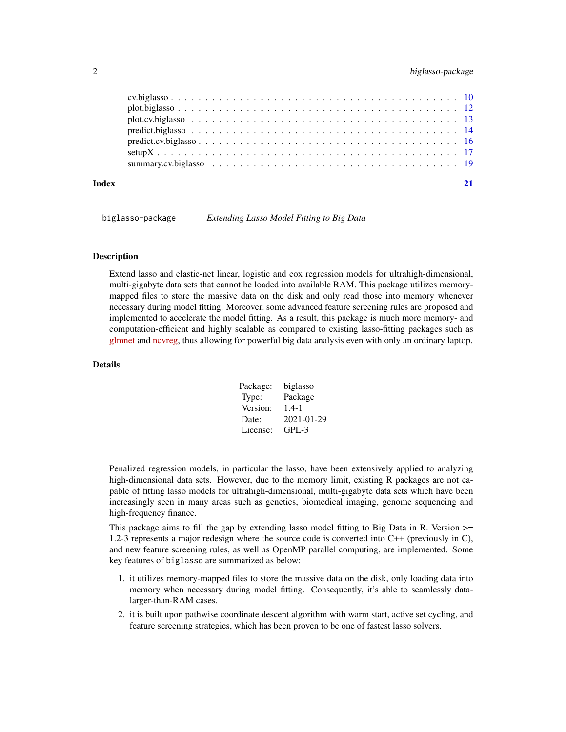cv.biglasso . . . . . . . . . . . . . . . . . . . . . . . . . . . . . . . . . . . . . . . 10
plot.biglasso . . . . . . . . . . . . . . . . . . . . . . . . . . . . . . . . . . . . . . 12
plot.cv.biglasso . . . . . . . . . . . . . . . . . . . . . . . . . . . . . . . . . . . . . 13
predict.biglasso . . . . . . . . . . . . . . . . . . . . . . . . . . . . . . . . . . . . . 14
predict.cv.biglasso . . . . . . . . . . . . . . . . . . . . . . . . . . . . . . . . . . . . 16
setupX . . . . . . . . . . . . . . . . . . . . . . . . . . . . . . . . . . . . . . . . . 17
summary.cv.biglasso . . . . . . . . . . . . . . . . . . . . . . . . . . . . . . . . . . . 19

**Index** **21**

---

`biglasso-package` *Extending Lasso Model Fitting to Big Data*

---

## Description

Extend lasso and elastic-net linear, logistic and cox regression models for ultrahigh-dimensional, multi-gigabyte data sets that cannot be loaded into available RAM. This package utilizes memory-mapped files to store the massive data on the disk and only read those into memory whenever necessary during model fitting. Moreover, some advanced feature screening rules are proposed and implemented to accelerate the model fitting. As a result, this package is much more memory- and computation-efficient and highly scalable as compared to existing lasso-fitting packages such as glmnet and ncvreg, thus allowing for powerful big data analysis even with only an ordinary laptop.

## Details

| | |
|---|---|
| Package: | biglasso |
| Type: | Package |
| Version: | 1.4-1 |
| Date: | 2021-01-29 |
| License: | GPL-3 |

Penalized regression models, in particular the lasso, have been extensively applied to analyzing high-dimensional data sets. However, due to the memory limit, existing R packages are not capable of fitting lasso models for ultrahigh-dimensional, multi-gigabyte data sets which have been increasingly seen in many areas such as genetics, biomedical imaging, genome sequencing and high-frequency finance.

This package aims to fill the gap by extending lasso model fitting to Big Data in R. Version >= 1.2-3 represents a major redesign where the source code is converted into C++ (previously in C), and new feature screening rules, as well as OpenMP parallel computing, are implemented. Some key features of `biglasso` are summarized as below:

1. it utilizes memory-mapped files to store the massive data on the disk, only loading data into memory when necessary during model fitting. Consequently, it's able to seamlessly data-larger-than-RAM cases.
2. it is built upon pathwise coordinate descent algorithm with warm start, active set cycling, and feature screening strategies, which has been proven to be one of fastest lasso solvers.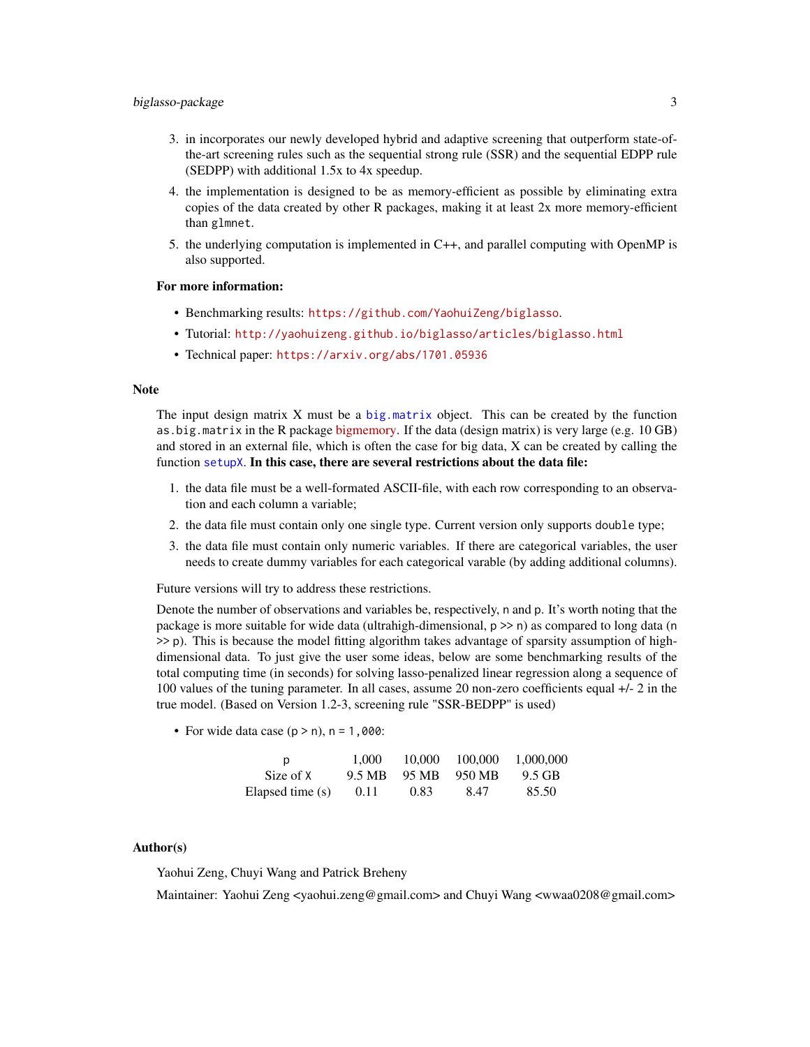3. in incorporates our newly developed hybrid and adaptive screening that outperform state-of-the-art screening rules such as the sequential strong rule (SSR) and the sequential EDPP rule (SEDPP) with additional 1.5x to 4x speedup.
4. the implementation is designed to be as memory-efficient as possible by eliminating extra copies of the data created by other R packages, making it at least 2x more memory-efficient than `glmnet`.
5. the underlying computation is implemented in C++, and parallel computing with OpenMP is also supported.

**For more information:**

- Benchmarking results: `https://github.com/YaohuiZeng/biglasso`.
- Tutorial: `http://yaohuizeng.github.io/biglasso/articles/biglasso.html`
- Technical paper: `https://arxiv.org/abs/1701.05936`

## Note

The input design matrix X must be a `big.matrix` object. This can be created by the function `as.big.matrix` in the R package bigmemory. If the data (design matrix) is very large (e.g. 10 GB) and stored in an external file, which is often the case for big data, X can be created by calling the function `setupX`. **In this case, there are several restrictions about the data file:**

1. the data file must be a well-formated ASCII-file, with each row corresponding to an observation and each column a variable;
2. the data file must contain only one single type. Current version only supports `double` type;
3. the data file must contain only numeric variables. If there are categorical variables, the user needs to create dummy variables for each categorical varable (by adding additional columns).

Future versions will try to address these restrictions.

Denote the number of observations and variables be, respectively, `n` and `p`. It's worth noting that the package is more suitable for wide data (ultrahigh-dimensional, `p` >> `n`) as compared to long data (`n` >> `p`). This is because the model fitting algorithm takes advantage of sparsity assumption of high-dimensional data. To just give the user some ideas, below are some benchmarking results of the total computing time (in seconds) for solving lasso-penalized linear regression along a sequence of 100 values of the tuning parameter. In all cases, assume 20 non-zero coefficients equal +/- 2 in the true model. (Based on Version 1.2-3, screening rule "SSR-BEDPP" is used)

- For wide data case (`p` > `n`), `n = 1,000`:

| `p` | 1,000 | 10,000 | 100,000 | 1,000,000 |
|---|---|---|---|---|
| Size of `X` | 9.5 MB | 95 MB | 950 MB | 9.5 GB |
| Elapsed time (s) | 0.11 | 0.83 | 8.47 | 85.50 |

## Author(s)

Yaohui Zeng, Chuyi Wang and Patrick Breheny

Maintainer: Yaohui Zeng <yaohui.zeng@gmail.com> and Chuyi Wang <wwaa0208@gmail.com>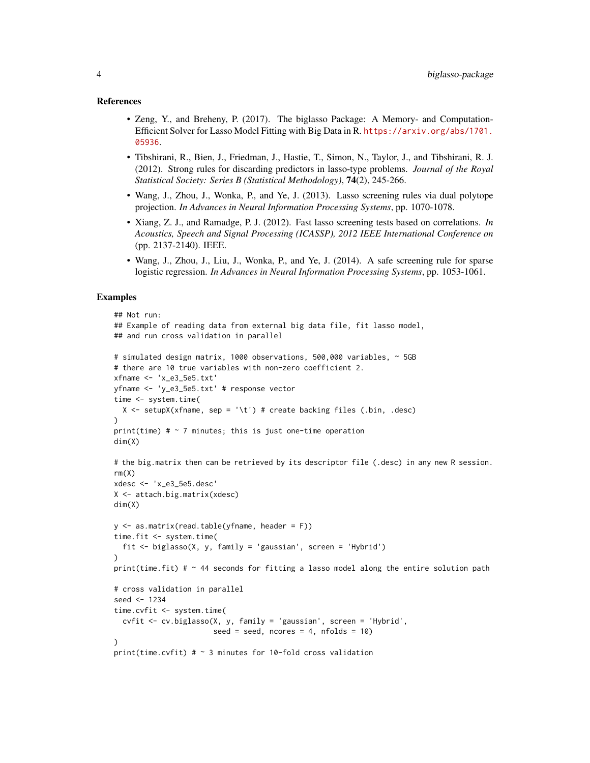### References

- Zeng, Y., and Breheny, P. (2017). The biglasso Package: A Memory- and Computation-Efficient Solver for Lasso Model Fitting with Big Data in R. https://arxiv.org/abs/1701.05936.
- Tibshirani, R., Bien, J., Friedman, J., Hastie, T., Simon, N., Taylor, J., and Tibshirani, R. J. (2012). Strong rules for discarding predictors in lasso-type problems. *Journal of the Royal Statistical Society: Series B (Statistical Methodology)*, **74**(2), 245-266.
- Wang, J., Zhou, J., Wonka, P., and Ye, J. (2013). Lasso screening rules via dual polytope projection. *In Advances in Neural Information Processing Systems*, pp. 1070-1078.
- Xiang, Z. J., and Ramadge, P. J. (2012). Fast lasso screening tests based on correlations. *In Acoustics, Speech and Signal Processing (ICASSP), 2012 IEEE International Conference on* (pp. 2137-2140). IEEE.
- Wang, J., Zhou, J., Liu, J., Wonka, P., and Ye, J. (2014). A safe screening rule for sparse logistic regression. *In Advances in Neural Information Processing Systems*, pp. 1053-1061.

### Examples

```
## Not run:
## Example of reading data from external big data file, fit lasso model,
## and run cross validation in parallel

# simulated design matrix, 1000 observations, 500,000 variables, ~ 5GB
# there are 10 true variables with non-zero coefficient 2.
xfname <- 'x_e3_5e5.txt'
yfname <- 'y_e3_5e5.txt' # response vector
time <- system.time(
  X <- setupX(xfname, sep = '\t') # create backing files (.bin, .desc)
)
print(time) # ~ 7 minutes; this is just one-time operation
dim(X)

# the big.matrix then can be retrieved by its descriptor file (.desc) in any new R session.
rm(X)
xdesc <- 'x_e3_5e5.desc'
X <- attach.big.matrix(xdesc)
dim(X)

y <- as.matrix(read.table(yfname, header = F))
time.fit <- system.time(
  fit <- biglasso(X, y, family = 'gaussian', screen = 'Hybrid')
)
print(time.fit) # ~ 44 seconds for fitting a lasso model along the entire solution path

# cross validation in parallel
seed <- 1234
time.cvfit <- system.time(
  cvfit <- cv.biglasso(X, y, family = 'gaussian', screen = 'Hybrid',
                       seed = seed, ncores = 4, nfolds = 10)
)
print(time.cvfit) # ~ 3 minutes for 10-fold cross validation
```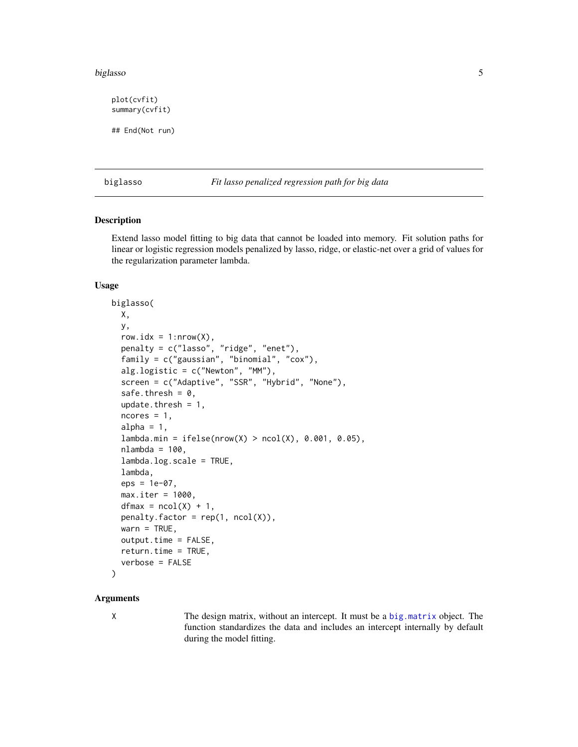```
plot(cvfit)
summary(cvfit)

## End(Not run)
```

---

## biglasso — *Fit lasso penalized regression path for big data*

---

### Description

Extend lasso model fitting to big data that cannot be loaded into memory. Fit solution paths for linear or logistic regression models penalized by lasso, ridge, or elastic-net over a grid of values for the regularization parameter lambda.

### Usage

```
biglasso(
  X,
  y,
  row.idx = 1:nrow(X),
  penalty = c("lasso", "ridge", "enet"),
  family = c("gaussian", "binomial", "cox"),
  alg.logistic = c("Newton", "MM"),
  screen = c("Adaptive", "SSR", "Hybrid", "None"),
  safe.thresh = 0,
  update.thresh = 1,
  ncores = 1,
  alpha = 1,
  lambda.min = ifelse(nrow(X) > ncol(X), 0.001, 0.05),
  nlambda = 100,
  lambda.log.scale = TRUE,
  lambda,
  eps = 1e-07,
  max.iter = 1000,
  dfmax = ncol(X) + 1,
  penalty.factor = rep(1, ncol(X)),
  warn = TRUE,
  output.time = FALSE,
  return.time = TRUE,
  verbose = FALSE
)
```

### Arguments

`X` — The design matrix, without an intercept. It must be a `big.matrix` object. The function standardizes the data and includes an intercept internally by default during the model fitting.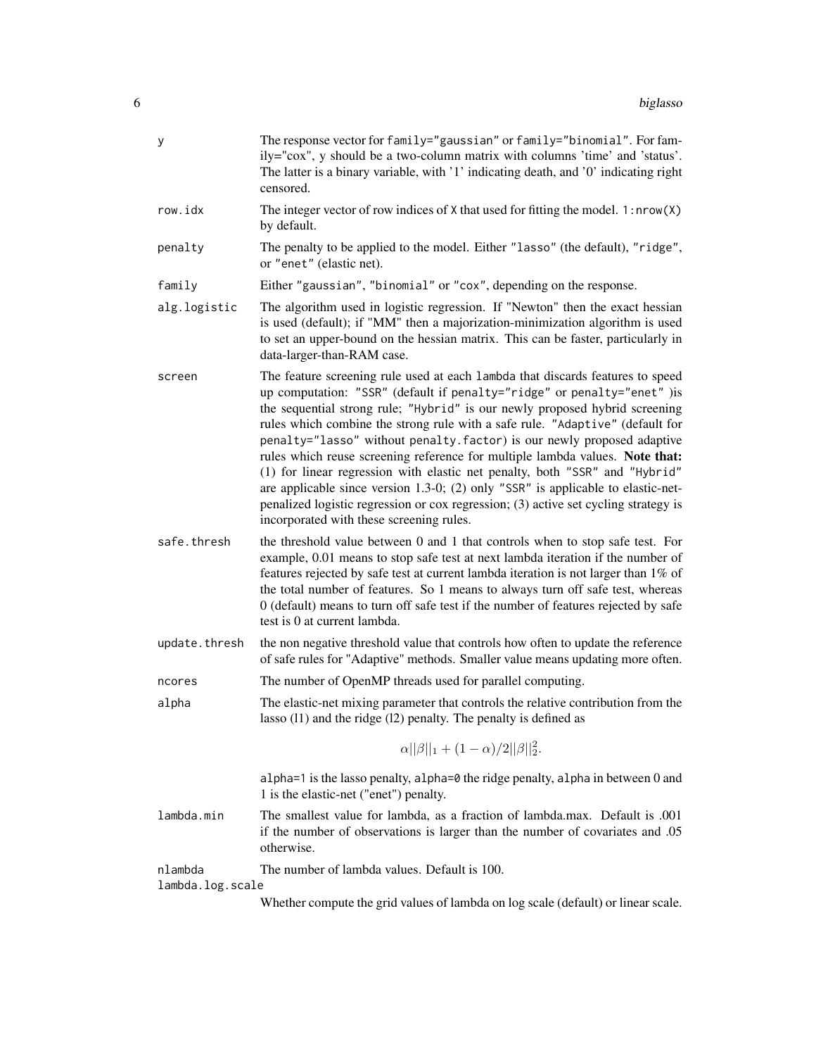**y**
: The response vector for `family="gaussian"` or `family="binomial"`. For family="cox", y should be a two-column matrix with columns 'time' and 'status'. The latter is a binary variable, with '1' indicating death, and '0' indicating right censored.

**row.idx**
: The integer vector of row indices of `X` that used for fitting the model. `1:nrow(X)` by default.

**penalty**
: The penalty to be applied to the model. Either `"lasso"` (the default), `"ridge"`, or `"enet"` (elastic net).

**family**
: Either `"gaussian"`, `"binomial"` or `"cox"`, depending on the response.

**alg.logistic**
: The algorithm used in logistic regression. If "Newton" then the exact hessian is used (default); if "MM" then a majorization-minimization algorithm is used to set an upper-bound on the hessian matrix. This can be faster, particularly in data-larger-than-RAM case.

**screen**
: The feature screening rule used at each `lambda` that discards features to speed up computation: `"SSR"` (default if `penalty="ridge"` or `penalty="enet"` )is the sequential strong rule; `"Hybrid"` is our newly proposed hybrid screening rules which combine the strong rule with a safe rule. `"Adaptive"` (default for `penalty="lasso"` without `penalty.factor`) is our newly proposed adaptive rules which reuse screening reference for multiple lambda values. **Note that:** (1) for linear regression with elastic net penalty, both `"SSR"` and `"Hybrid"` are applicable since version 1.3-0; (2) only `"SSR"` is applicable to elastic-net-penalized logistic regression or cox regression; (3) active set cycling strategy is incorporated with these screening rules.

**safe.thresh**
: the threshold value between 0 and 1 that controls when to stop safe test. For example, 0.01 means to stop safe test at next lambda iteration if the number of features rejected by safe test at current lambda iteration is not larger than 1% of the total number of features. So 1 means to always turn off safe test, whereas 0 (default) means to turn off safe test if the number of features rejected by safe test is 0 at current lambda.

**update.thresh**
: the non negative threshold value that controls how often to update the reference of safe rules for "Adaptive" methods. Smaller value means updating more often.

**ncores**
: The number of OpenMP threads used for parallel computing.

**alpha**
: The elastic-net mixing parameter that controls the relative contribution from the lasso (l1) and the ridge (l2) penalty. The penalty is defined as

$$\alpha||\beta||_1 + (1-\alpha)/2||\beta||_2^2.$$

`alpha=1` is the lasso penalty, `alpha=0` the ridge penalty, `alpha` in between 0 and 1 is the elastic-net ("enet") penalty.

**lambda.min**
: The smallest value for lambda, as a fraction of lambda.max. Default is .001 if the number of observations is larger than the number of covariates and .05 otherwise.

**nlambda**
: The number of lambda values. Default is 100.

**lambda.log.scale**
: Whether compute the grid values of lambda on log scale (default) or linear scale.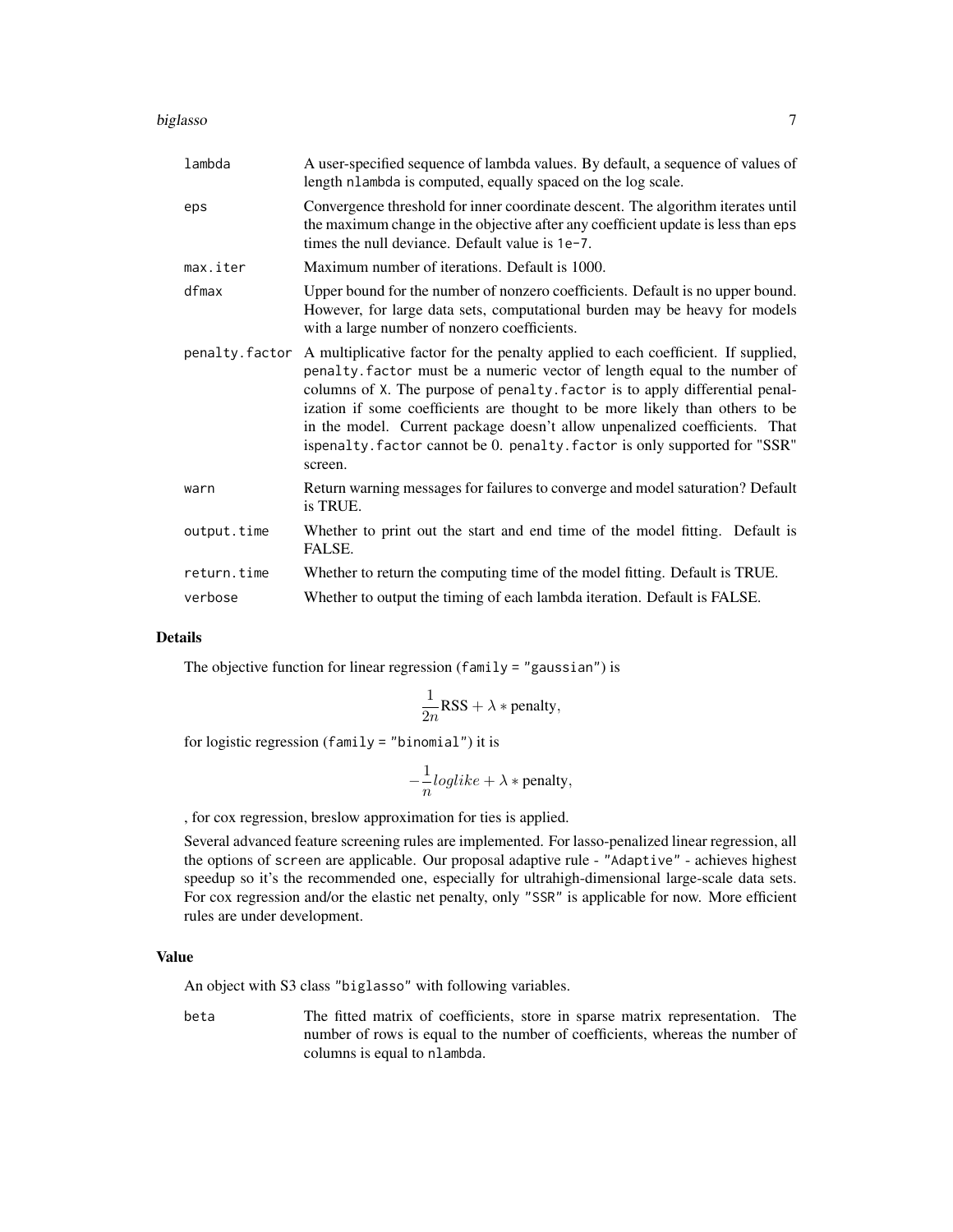| | |
|---|---|
| `lambda` | A user-specified sequence of lambda values. By default, a sequence of values of length `nlambda` is computed, equally spaced on the log scale. |
| `eps` | Convergence threshold for inner coordinate descent. The algorithm iterates until the maximum change in the objective after any coefficient update is less than `eps` times the null deviance. Default value is `1e-7`. |
| `max.iter` | Maximum number of iterations. Default is 1000. |
| `dfmax` | Upper bound for the number of nonzero coefficients. Default is no upper bound. However, for large data sets, computational burden may be heavy for models with a large number of nonzero coefficients. |
| `penalty.factor` | A multiplicative factor for the penalty applied to each coefficient. If supplied, `penalty.factor` must be a numeric vector of length equal to the number of columns of `X`. The purpose of `penalty.factor` is to apply differential penalization if some coefficients are thought to be more likely than others to be in the model. Current package doesn't allow unpenalized coefficients. That is`penalty.factor` cannot be 0. `penalty.factor` is only supported for "SSR" screen. |
| `warn` | Return warning messages for failures to converge and model saturation? Default is TRUE. |
| `output.time` | Whether to print out the start and end time of the model fitting. Default is FALSE. |
| `return.time` | Whether to return the computing time of the model fitting. Default is TRUE. |
| `verbose` | Whether to output the timing of each lambda iteration. Default is FALSE. |

## Details

The objective function for linear regression (`family = "gaussian"`) is

$$\frac{1}{2n}\text{RSS} + \lambda * \text{penalty},$$

for logistic regression (`family = "binomial"`) it is

$$-\frac{1}{n} loglike + \lambda * \text{penalty},$$

, for cox regression, breslow approximation for ties is applied.

Several advanced feature screening rules are implemented. For lasso-penalized linear regression, all the options of `screen` are applicable. Our proposal adaptive rule - `"Adaptive"` - achieves highest speedup so it's the recommended one, especially for ultrahigh-dimensional large-scale data sets. For cox regression and/or the elastic net penalty, only `"SSR"` is applicable for now. More efficient rules are under development.

## Value

An object with S3 class `"biglasso"` with following variables.

| | |
|---|---|
| `beta` | The fitted matrix of coefficients, store in sparse matrix representation. The number of rows is equal to the number of coefficients, whereas the number of columns is equal to `nlambda`. |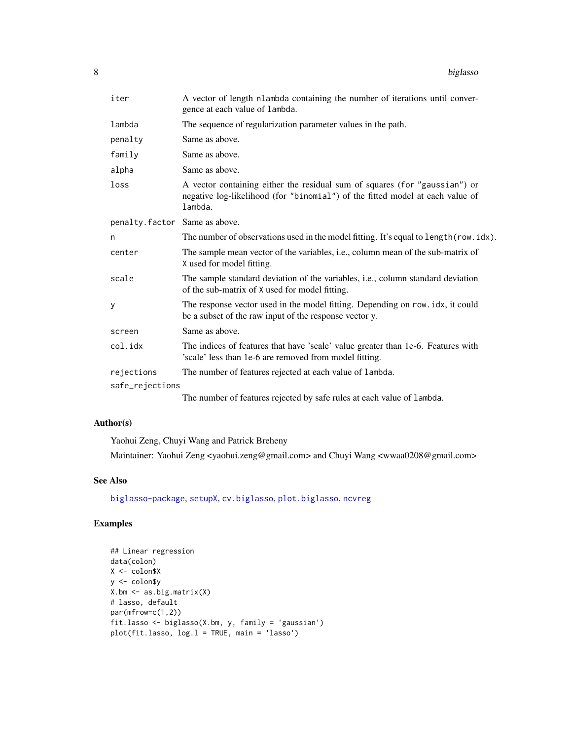| | |
|---|---|
| `iter` | A vector of length `nlambda` containing the number of iterations until convergence at each value of `lambda`. |
| `lambda` | The sequence of regularization parameter values in the path. |
| `penalty` | Same as above. |
| `family` | Same as above. |
| `alpha` | Same as above. |
| `loss` | A vector containing either the residual sum of squares (for `"gaussian"`) or negative log-likelihood (for `"binomial"`) of the fitted model at each value of `lambda`. |
| `penalty.factor` | Same as above. |
| `n` | The number of observations used in the model fitting. It's equal to `length(row.idx)`. |
| `center` | The sample mean vector of the variables, i.e., column mean of the sub-matrix of `X` used for model fitting. |
| `scale` | The sample standard deviation of the variables, i.e., column standard deviation of the sub-matrix of `X` used for model fitting. |
| `y` | The response vector used in the model fitting. Depending on `row.idx`, it could be a subset of the raw input of the response vector y. |
| `screen` | Same as above. |
| `col.idx` | The indices of features that have 'scale' value greater than 1e-6. Features with 'scale' less than 1e-6 are removed from model fitting. |
| `rejections` | The number of features rejected at each value of `lambda`. |
| `safe_rejections` | The number of features rejected by safe rules at each value of `lambda`. |

## Author(s)

Yaohui Zeng, Chuyi Wang and Patrick Breheny

Maintainer: Yaohui Zeng <yaohui.zeng@gmail.com> and Chuyi Wang <wwaa0208@gmail.com>

## See Also

`biglasso-package`, `setupX`, `cv.biglasso`, `plot.biglasso`, `ncvreg`

## Examples

```
## Linear regression
data(colon)
X <- colon$X
y <- colon$y
X.bm <- as.big.matrix(X)
# lasso, default
par(mfrow=c(1,2))
fit.lasso <- biglasso(X.bm, y, family = 'gaussian')
plot(fit.lasso, log.l = TRUE, main = 'lasso')
```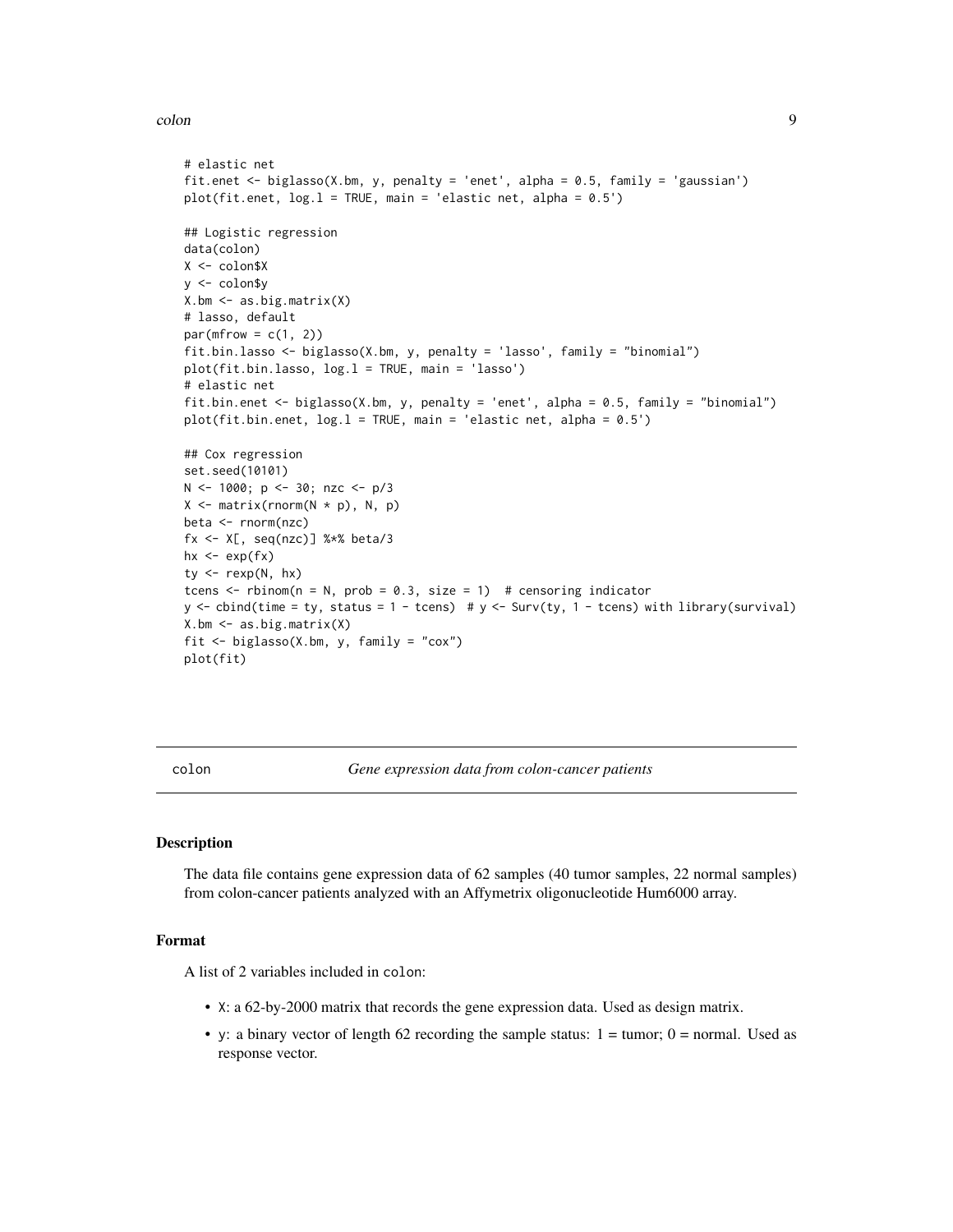```
# elastic net
fit.enet <- biglasso(X.bm, y, penalty = 'enet', alpha = 0.5, family = 'gaussian')
plot(fit.enet, log.l = TRUE, main = 'elastic net, alpha = 0.5')

## Logistic regression
data(colon)
X <- colon$X
y <- colon$y
X.bm <- as.big.matrix(X)
# lasso, default
par(mfrow = c(1, 2))
fit.bin.lasso <- biglasso(X.bm, y, penalty = 'lasso', family = "binomial")
plot(fit.bin.lasso, log.l = TRUE, main = 'lasso')
# elastic net
fit.bin.enet <- biglasso(X.bm, y, penalty = 'enet', alpha = 0.5, family = "binomial")
plot(fit.bin.enet, log.l = TRUE, main = 'elastic net, alpha = 0.5')

## Cox regression
set.seed(10101)
N <- 1000; p <- 30; nzc <- p/3
X <- matrix(rnorm(N * p), N, p)
beta <- rnorm(nzc)
fx <- X[, seq(nzc)] %*% beta/3
hx <- exp(fx)
ty <- rexp(N, hx)
tcens <- rbinom(n = N, prob = 0.3, size = 1)  # censoring indicator
y <- cbind(time = ty, status = 1 - tcens)  # y <- Surv(ty, 1 - tcens) with library(survival)
X.bm <- as.big.matrix(X)
fit <- biglasso(X.bm, y, family = "cox")
plot(fit)
```

---

`colon` *Gene expression data from colon-cancer patients*

---

### Description

The data file contains gene expression data of 62 samples (40 tumor samples, 22 normal samples) from colon-cancer patients analyzed with an Affymetrix oligonucleotide Hum6000 array.

### Format

A list of 2 variables included in `colon`:

- `X`: a 62-by-2000 matrix that records the gene expression data. Used as design matrix.
- `y`: a binary vector of length 62 recording the sample status: 1 = tumor; 0 = normal. Used as response vector.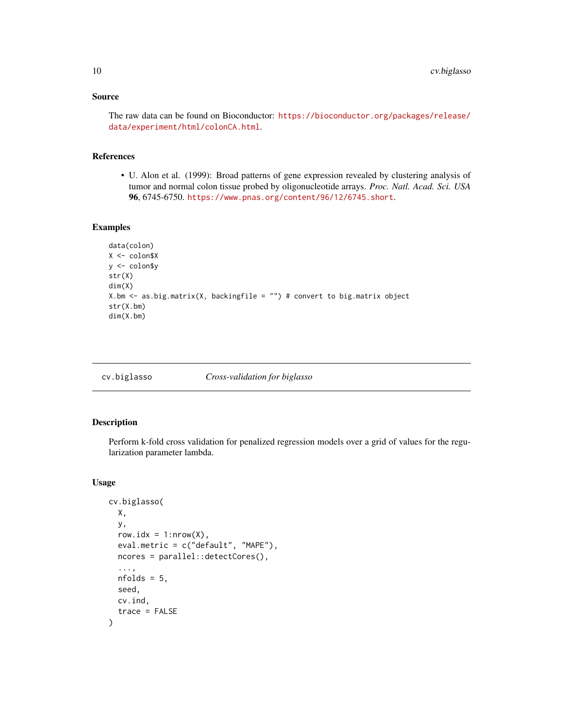### Source

The raw data can be found on Bioconductor: https://bioconductor.org/packages/release/data/experiment/html/colonCA.html.

### References

- U. Alon et al. (1999): Broad patterns of gene expression revealed by clustering analysis of tumor and normal colon tissue probed by oligonucleotide arrays. *Proc. Natl. Acad. Sci. USA* **96**, 6745-6750. https://www.pnas.org/content/96/12/6745.short.

### Examples

```
data(colon)
X <- colon$X
y <- colon$y
str(X)
dim(X)
X.bm <- as.big.matrix(X, backingfile = "") # convert to big.matrix object
str(X.bm)
dim(X.bm)
```

---

## cv.biglasso *Cross-validation for biglasso*

---

### Description

Perform k-fold cross validation for penalized regression models over a grid of values for the regularization parameter lambda.

### Usage

```
cv.biglasso(
  X,
  y,
  row.idx = 1:nrow(X),
  eval.metric = c("default", "MAPE"),
  ncores = parallel::detectCores(),
  ...,
  nfolds = 5,
  seed,
  cv.ind,
  trace = FALSE
)
```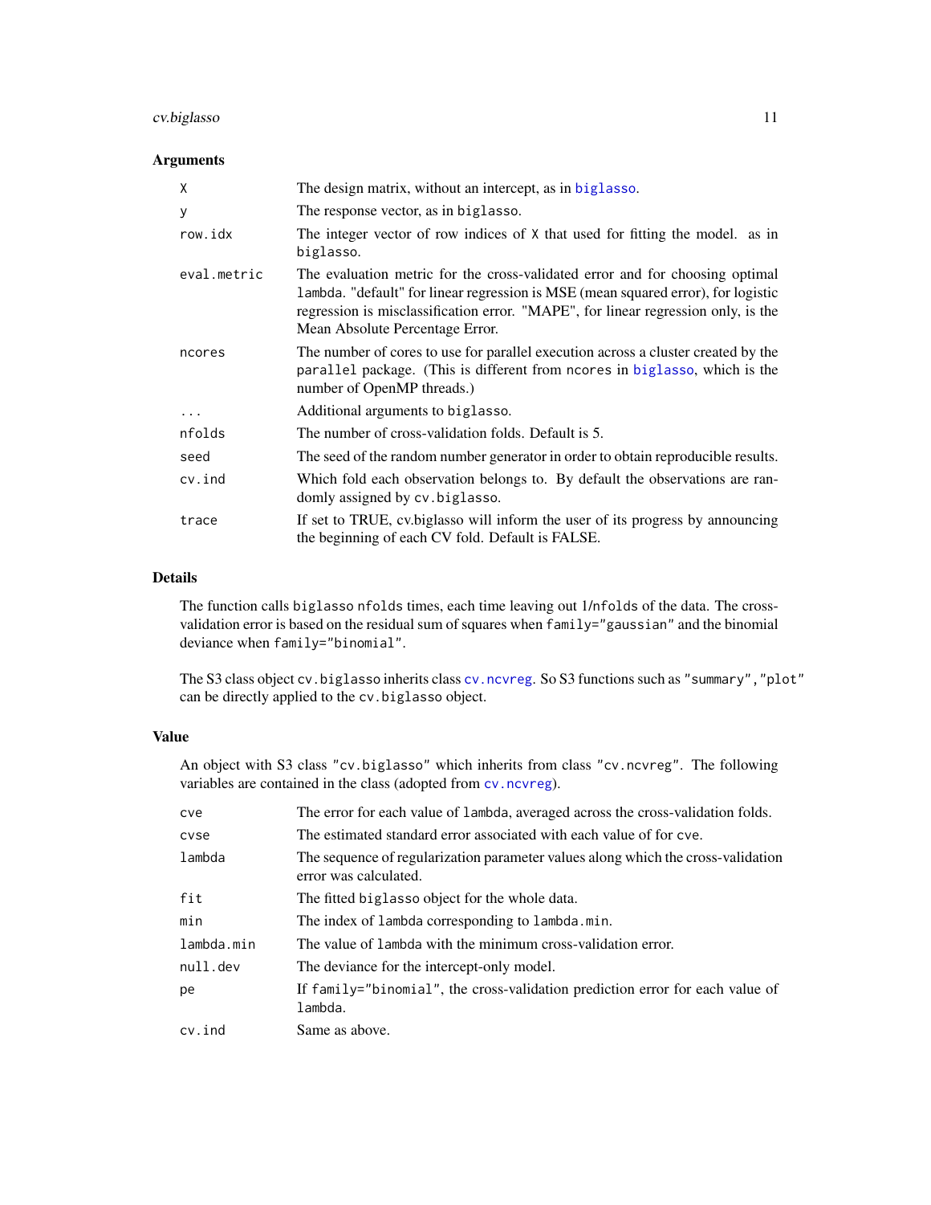### Arguments

| | |
|---|---|
| `X` | The design matrix, without an intercept, as in `biglasso`. |
| `y` | The response vector, as in `biglasso`. |
| `row.idx` | The integer vector of row indices of `X` that used for fitting the model. as in `biglasso`. |
| `eval.metric` | The evaluation metric for the cross-validated error and for choosing optimal `lambda`. "default" for linear regression is MSE (mean squared error), for logistic regression is misclassification error. "MAPE", for linear regression only, is the Mean Absolute Percentage Error. |
| `ncores` | The number of cores to use for parallel execution across a cluster created by the `parallel` package. (This is different from `ncores` in `biglasso`, which is the number of OpenMP threads.) |
| `...` | Additional arguments to `biglasso`. |
| `nfolds` | The number of cross-validation folds. Default is 5. |
| `seed` | The seed of the random number generator in order to obtain reproducible results. |
| `cv.ind` | Which fold each observation belongs to. By default the observations are randomly assigned by `cv.biglasso`. |
| `trace` | If set to TRUE, cv.biglasso will inform the user of its progress by announcing the beginning of each CV fold. Default is FALSE. |

### Details

The function calls `biglasso` `nfolds` times, each time leaving out 1/`nfolds` of the data. The cross-validation error is based on the residual sum of squares when `family="gaussian"` and the binomial deviance when `family="binomial"`.

The S3 class object `cv.biglasso` inherits class `cv.ncvreg`. So S3 functions such as `"summary"`, `"plot"` can be directly applied to the `cv.biglasso` object.

### Value

An object with S3 class `"cv.biglasso"` which inherits from class `"cv.ncvreg"`. The following variables are contained in the class (adopted from `cv.ncvreg`).

| | |
|---|---|
| `cve` | The error for each value of `lambda`, averaged across the cross-validation folds. |
| `cvse` | The estimated standard error associated with each value of for `cve`. |
| `lambda` | The sequence of regularization parameter values along which the cross-validation error was calculated. |
| `fit` | The fitted `biglasso` object for the whole data. |
| `min` | The index of `lambda` corresponding to `lambda.min`. |
| `lambda.min` | The value of `lambda` with the minimum cross-validation error. |
| `null.dev` | The deviance for the intercept-only model. |
| `pe` | If `family="binomial"`, the cross-validation prediction error for each value of `lambda`. |
| `cv.ind` | Same as above. |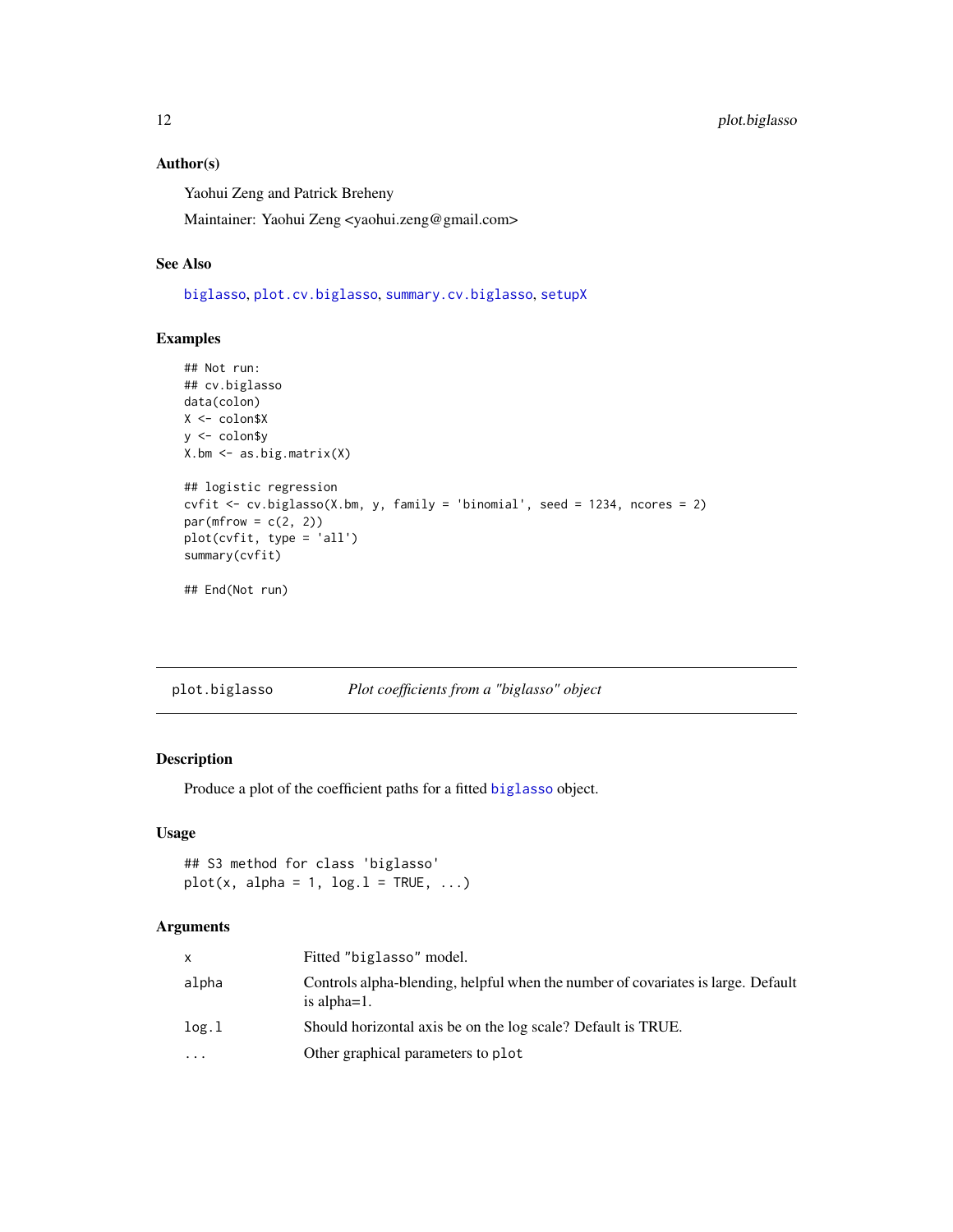### Author(s)

Yaohui Zeng and Patrick Breheny

Maintainer: Yaohui Zeng <yaohui.zeng@gmail.com>

### See Also

`biglasso`, `plot.cv.biglasso`, `summary.cv.biglasso`, `setupX`

### Examples

```
## Not run:
## cv.biglasso
data(colon)
X <- colon$X
y <- colon$y
X.bm <- as.big.matrix(X)

## logistic regression
cvfit <- cv.biglasso(X.bm, y, family = 'binomial', seed = 1234, ncores = 2)
par(mfrow = c(2, 2))
plot(cvfit, type = 'all')
summary(cvfit)

## End(Not run)
```

---

## plot.biglasso — *Plot coefficients from a "biglasso" object*

### Description

Produce a plot of the coefficient paths for a fitted `biglasso` object.

### Usage

```
## S3 method for class 'biglasso'
plot(x, alpha = 1, log.l = TRUE, ...)
```

### Arguments

| | |
|---|---|
| `x` | Fitted "biglasso" model. |
| `alpha` | Controls alpha-blending, helpful when the number of covariates is large. Default is alpha=1. |
| `log.l` | Should horizontal axis be on the log scale? Default is TRUE. |
| `...` | Other graphical parameters to `plot` |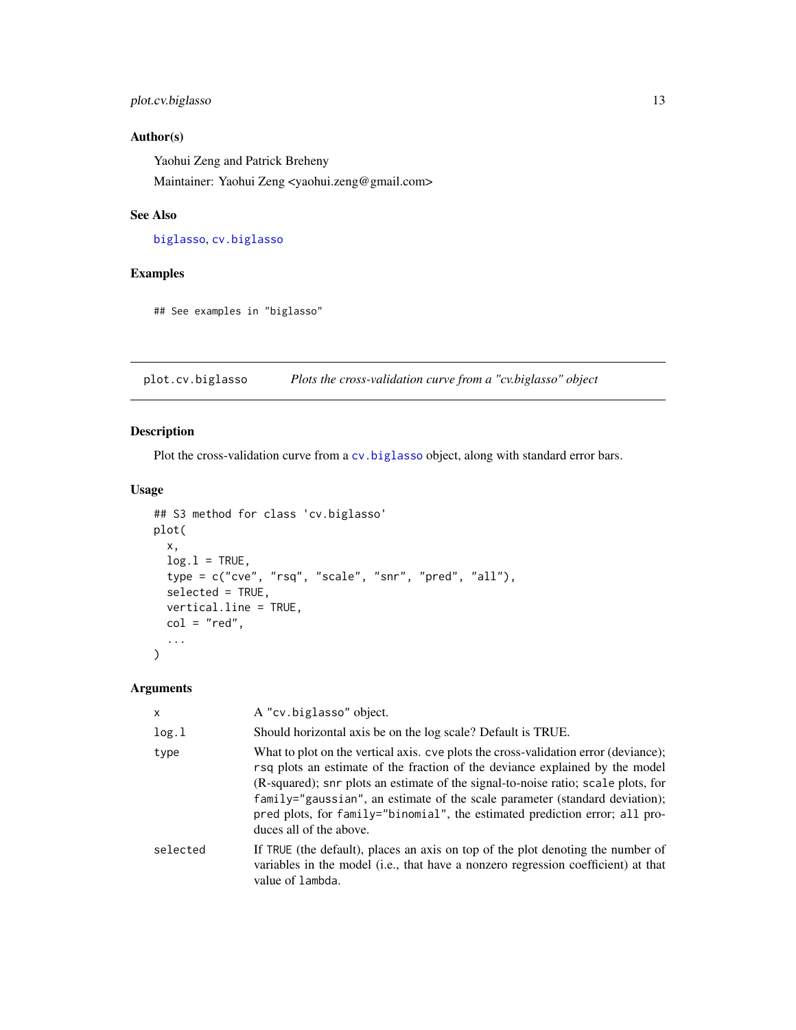## Author(s)

Yaohui Zeng and Patrick Breheny

Maintainer: Yaohui Zeng <yaohui.zeng@gmail.com>

## See Also

biglasso, cv.biglasso

## Examples

```
## See examples in "biglasso"
```

---

# plot.cv.biglasso — *Plots the cross-validation curve from a "cv.biglasso" object*

## Description

Plot the cross-validation curve from a cv.biglasso object, along with standard error bars.

## Usage

```
## S3 method for class 'cv.biglasso'
plot(
  x,
  log.l = TRUE,
  type = c("cve", "rsq", "scale", "snr", "pred", "all"),
  selected = TRUE,
  vertical.line = TRUE,
  col = "red",
  ...
)
```

## Arguments

| | |
|---|---|
| x | A "cv.biglasso" object. |
| log.l | Should horizontal axis be on the log scale? Default is TRUE. |
| type | What to plot on the vertical axis. cve plots the cross-validation error (deviance); rsq plots an estimate of the fraction of the deviance explained by the model (R-squared); snr plots an estimate of the signal-to-noise ratio; scale plots, for family="gaussian", an estimate of the scale parameter (standard deviation); pred plots, for family="binomial", the estimated prediction error; all produces all of the above. |
| selected | If TRUE (the default), places an axis on top of the plot denoting the number of variables in the model (i.e., that have a nonzero regression coefficient) at that value of lambda. |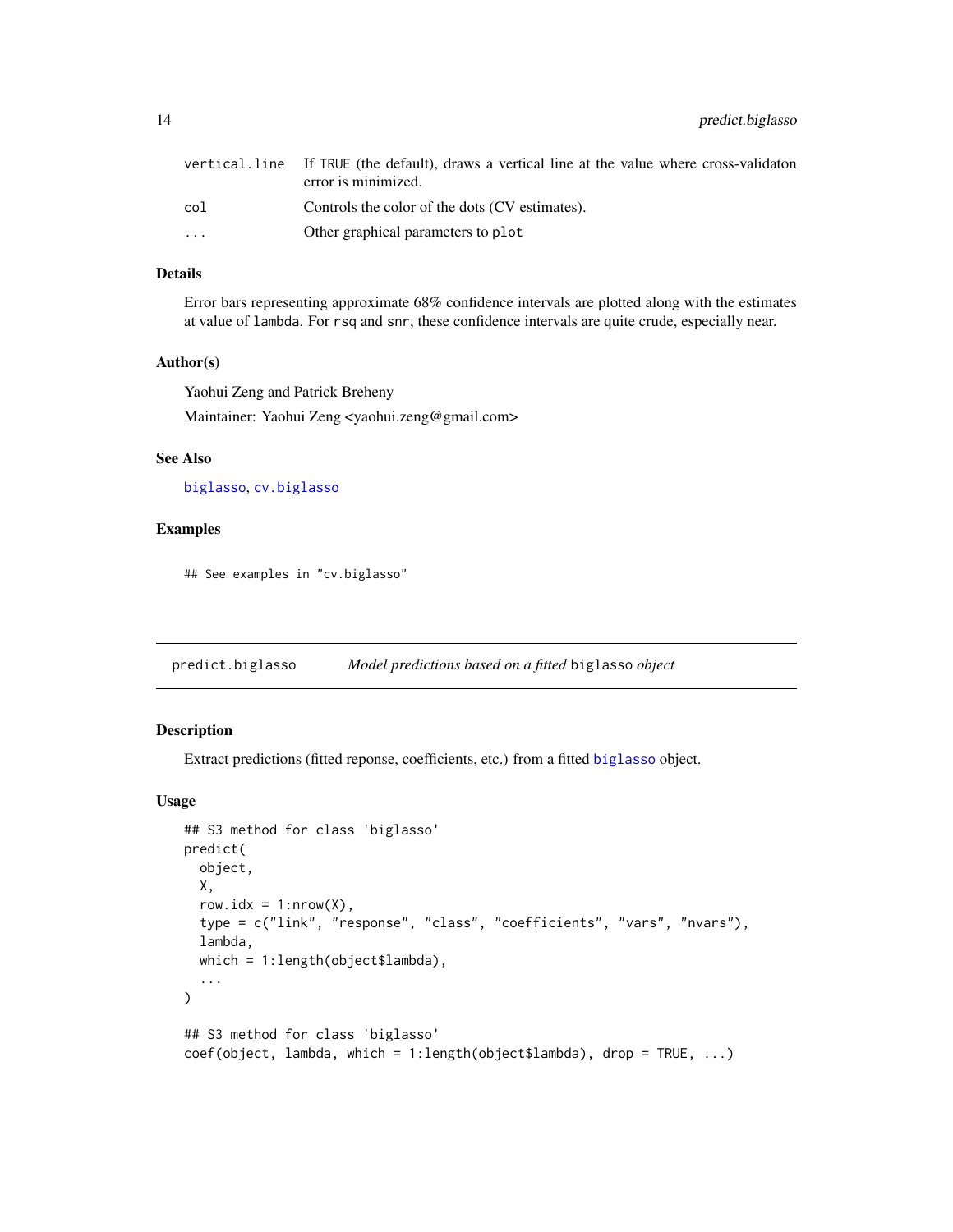| | |
|---|---|
| `vertical.line` | If TRUE (the default), draws a vertical line at the value where cross-validaton error is minimized. |
| `col` | Controls the color of the dots (CV estimates). |
| `...` | Other graphical parameters to `plot` |

### Details

Error bars representing approximate 68% confidence intervals are plotted along with the estimates at value of `lambda`. For `rsq` and `snr`, these confidence intervals are quite crude, especially near.

### Author(s)

Yaohui Zeng and Patrick Breheny

Maintainer: Yaohui Zeng <yaohui.zeng@gmail.com>

### See Also

`biglasso`, `cv.biglasso`

### Examples

```
## See examples in "cv.biglasso"
```

---

## predict.biglasso — *Model predictions based on a fitted* `biglasso` *object*

---

### Description

Extract predictions (fitted reponse, coefficients, etc.) from a fitted `biglasso` object.

### Usage

```
## S3 method for class 'biglasso'
predict(
  object,
  X,
  row.idx = 1:nrow(X),
  type = c("link", "response", "class", "coefficients", "vars", "nvars"),
  lambda,
  which = 1:length(object$lambda),
  ...
)

## S3 method for class 'biglasso'
coef(object, lambda, which = 1:length(object$lambda), drop = TRUE, ...)
```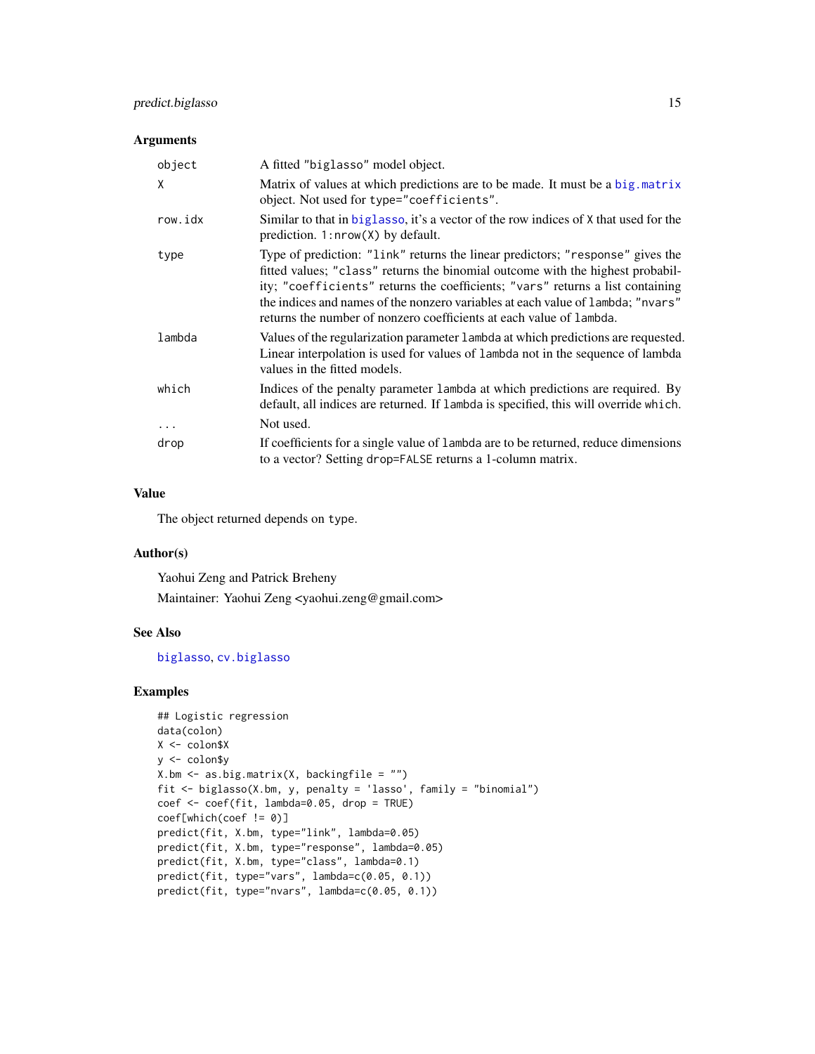## Arguments

| | |
|---|---|
| `object` | A fitted "biglasso" model object. |
| `X` | Matrix of values at which predictions are to be made. It must be a `big.matrix` object. Not used for `type="coefficients"`. |
| `row.idx` | Similar to that in `biglasso`, it's a vector of the row indices of `X` that used for the prediction. `1:nrow(X)` by default. |
| `type` | Type of prediction: `"link"` returns the linear predictors; `"response"` gives the fitted values; `"class"` returns the binomial outcome with the highest probability; `"coefficients"` returns the coefficients; `"vars"` returns a list containing the indices and names of the nonzero variables at each value of `lambda`; `"nvars"` returns the number of nonzero coefficients at each value of `lambda`. |
| `lambda` | Values of the regularization parameter `lambda` at which predictions are requested. Linear interpolation is used for values of `lambda` not in the sequence of lambda values in the fitted models. |
| `which` | Indices of the penalty parameter `lambda` at which predictions are required. By default, all indices are returned. If `lambda` is specified, this will override `which`. |
| `...` | Not used. |
| `drop` | If coefficients for a single value of `lambda` are to be returned, reduce dimensions to a vector? Setting `drop=FALSE` returns a 1-column matrix. |

## Value

The object returned depends on `type`.

## Author(s)

Yaohui Zeng and Patrick Breheny

Maintainer: Yaohui Zeng <yaohui.zeng@gmail.com>

## See Also

`biglasso`, `cv.biglasso`

## Examples

```
## Logistic regression
data(colon)
X <- colon$X
y <- colon$y
X.bm <- as.big.matrix(X, backingfile = "")
fit <- biglasso(X.bm, y, penalty = 'lasso', family = "binomial")
coef <- coef(fit, lambda=0.05, drop = TRUE)
coef[which(coef != 0)]
predict(fit, X.bm, type="link", lambda=0.05)
predict(fit, X.bm, type="response", lambda=0.05)
predict(fit, X.bm, type="class", lambda=0.1)
predict(fit, type="vars", lambda=c(0.05, 0.1))
predict(fit, type="nvars", lambda=c(0.05, 0.1))
```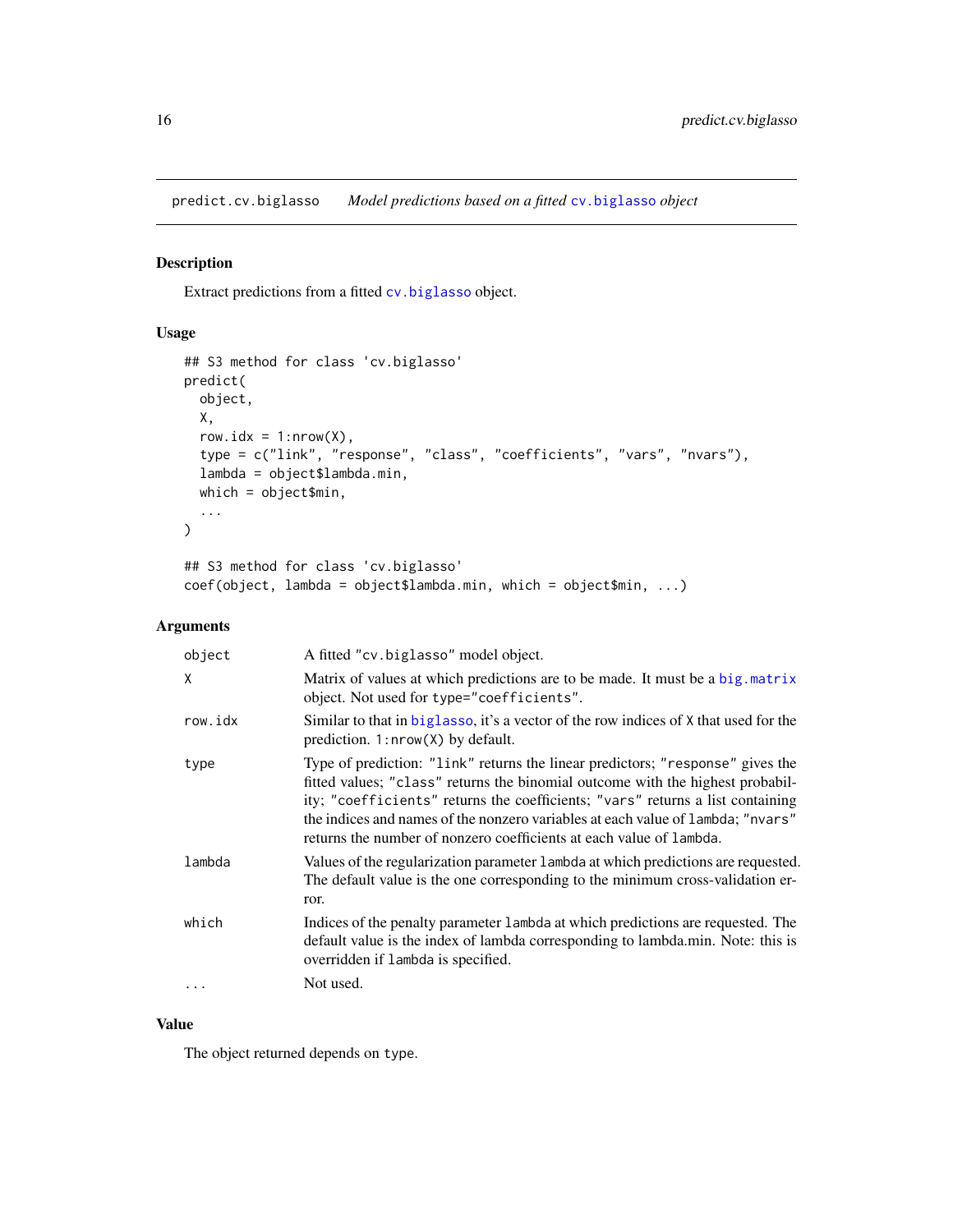predict.cv.biglasso *Model predictions based on a fitted* `cv.biglasso` *object*

## Description

Extract predictions from a fitted `cv.biglasso` object.

## Usage

```
## S3 method for class 'cv.biglasso'
predict(
  object,
  X,
  row.idx = 1:nrow(X),
  type = c("link", "response", "class", "coefficients", "vars", "nvars"),
  lambda = object$lambda.min,
  which = object$min,
  ...
)

## S3 method for class 'cv.biglasso'
coef(object, lambda = object$lambda.min, which = object$min, ...)
```

## Arguments

| | |
|---|---|
| `object` | A fitted "cv.biglasso" model object. |
| `X` | Matrix of values at which predictions are to be made. It must be a `big.matrix` object. Not used for `type="coefficients"`. |
| `row.idx` | Similar to that in `biglasso`, it's a vector of the row indices of `X` that used for the prediction. `1:nrow(X)` by default. |
| `type` | Type of prediction: `"link"` returns the linear predictors; `"response"` gives the fitted values; `"class"` returns the binomial outcome with the highest probability; `"coefficients"` returns the coefficients; `"vars"` returns a list containing the indices and names of the nonzero variables at each value of `lambda`; `"nvars"` returns the number of nonzero coefficients at each value of `lambda`. |
| `lambda` | Values of the regularization parameter `lambda` at which predictions are requested. The default value is the one corresponding to the minimum cross-validation error. |
| `which` | Indices of the penalty parameter `lambda` at which predictions are requested. The default value is the index of lambda corresponding to lambda.min. Note: this is overridden if `lambda` is specified. |
| `...` | Not used. |

## Value

The object returned depends on `type`.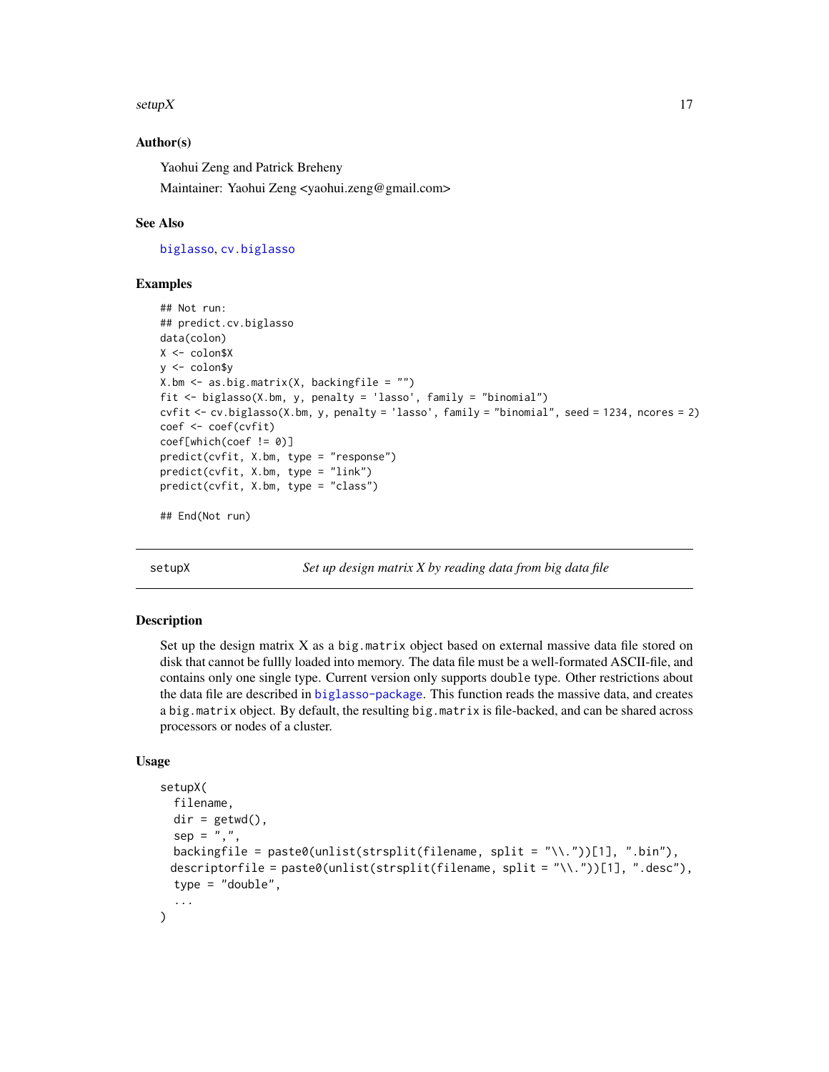### Author(s)

Yaohui Zeng and Patrick Breheny

Maintainer: Yaohui Zeng <yaohui.zeng@gmail.com>

### See Also

biglasso, cv.biglasso

### Examples

```
## Not run:
## predict.cv.biglasso
data(colon)
X <- colon$X
y <- colon$y
X.bm <- as.big.matrix(X, backingfile = "")
fit <- biglasso(X.bm, y, penalty = 'lasso', family = "binomial")
cvfit <- cv.biglasso(X.bm, y, penalty = 'lasso', family = "binomial", seed = 1234, ncores = 2)
coef <- coef(cvfit)
coef[which(coef != 0)]
predict(cvfit, X.bm, type = "response")
predict(cvfit, X.bm, type = "link")
predict(cvfit, X.bm, type = "class")

## End(Not run)
```

---

## setupX — *Set up design matrix X by reading data from big data file*

### Description

Set up the design matrix X as a `big.matrix` object based on external massive data file stored on disk that cannot be fullly loaded into memory. The data file must be a well-formated ASCII-file, and contains only one single type. Current version only supports `double` type. Other restrictions about the data file are described in biglasso-package. This function reads the massive data, and creates a `big.matrix` object. By default, the resulting `big.matrix` is file-backed, and can be shared across processors or nodes of a cluster.

### Usage

```
setupX(
  filename,
  dir = getwd(),
  sep = ",",
  backingfile = paste0(unlist(strsplit(filename, split = "\\."))[1], ".bin"),
  descriptorfile = paste0(unlist(strsplit(filename, split = "\\."))[1], ".desc"),
  type = "double",
  ...
)
```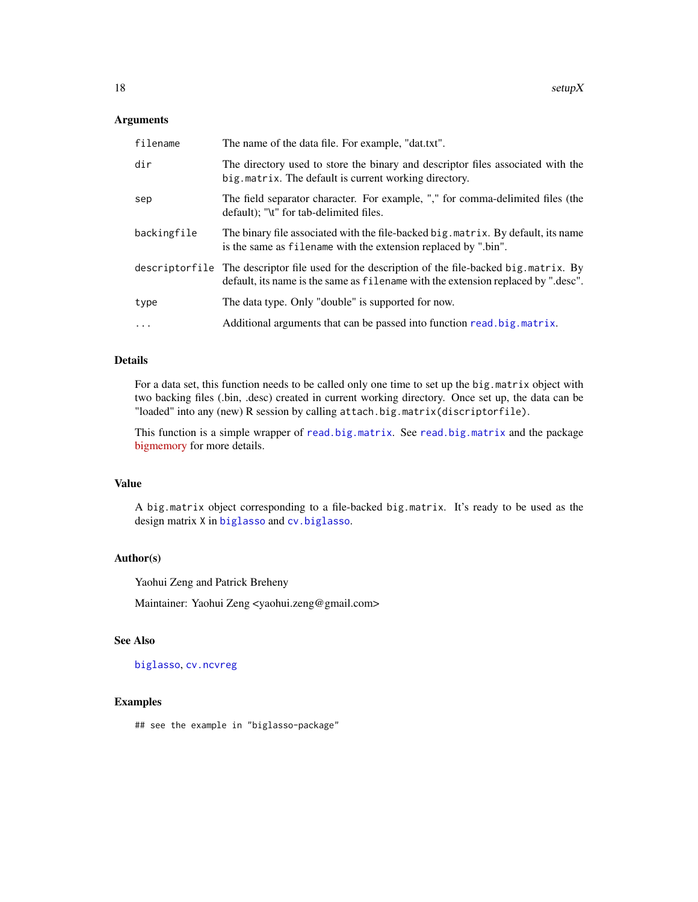### Arguments

| | |
|---|---|
| `filename` | The name of the data file. For example, "dat.txt". |
| `dir` | The directory used to store the binary and descriptor files associated with the `big.matrix`. The default is current working directory. |
| `sep` | The field separator character. For example, "," for comma-delimited files (the default); "\t" for tab-delimited files. |
| `backingfile` | The binary file associated with the file-backed `big.matrix`. By default, its name is the same as `filename` with the extension replaced by ".bin". |
| `descriptorfile` | The descriptor file used for the description of the file-backed `big.matrix`. By default, its name is the same as `filename` with the extension replaced by ".desc". |
| `type` | The data type. Only "double" is supported for now. |
| `...` | Additional arguments that can be passed into function `read.big.matrix`. |

### Details

For a data set, this function needs to be called only one time to set up the `big.matrix` object with two backing files (.bin, .desc) created in current working directory. Once set up, the data can be "loaded" into any (new) R session by calling `attach.big.matrix(discriptorfile)`.

This function is a simple wrapper of `read.big.matrix`. See `read.big.matrix` and the package bigmemory for more details.

### Value

A `big.matrix` object corresponding to a file-backed `big.matrix`. It's ready to be used as the design matrix `X` in `biglasso` and `cv.biglasso`.

### Author(s)

Yaohui Zeng and Patrick Breheny

Maintainer: Yaohui Zeng <yaohui.zeng@gmail.com>

### See Also

`biglasso`, `cv.ncvreg`

### Examples

```
## see the example in "biglasso-package"
```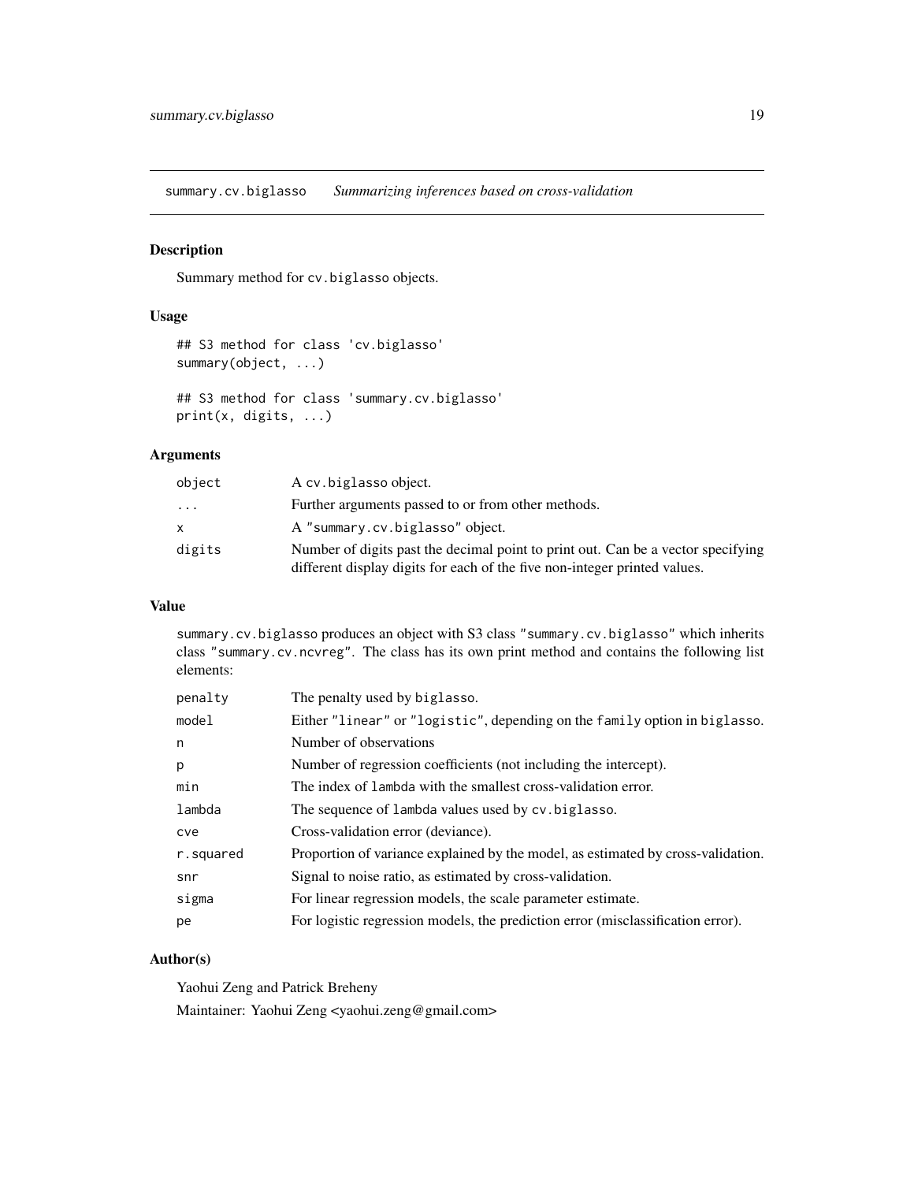## summary.cv.biglasso *Summarizing inferences based on cross-validation*

### Description

Summary method for `cv.biglasso` objects.

### Usage

```
## S3 method for class 'cv.biglasso'
summary(object, ...)

## S3 method for class 'summary.cv.biglasso'
print(x, digits, ...)
```

### Arguments

| | |
|---|---|
| object | A `cv.biglasso` object. |
| ... | Further arguments passed to or from other methods. |
| x | A `"summary.cv.biglasso"` object. |
| digits | Number of digits past the decimal point to print out. Can be a vector specifying different display digits for each of the five non-integer printed values. |

### Value

`summary.cv.biglasso` produces an object with S3 class `"summary.cv.biglasso"` which inherits class `"summary.cv.ncvreg"`. The class has its own print method and contains the following list elements:

| | |
|---|---|
| penalty | The penalty used by `biglasso`. |
| model | Either `"linear"` or `"logistic"`, depending on the `family` option in `biglasso`. |
| n | Number of observations |
| p | Number of regression coefficients (not including the intercept). |
| min | The index of `lambda` with the smallest cross-validation error. |
| lambda | The sequence of `lambda` values used by `cv.biglasso`. |
| cve | Cross-validation error (deviance). |
| r.squared | Proportion of variance explained by the model, as estimated by cross-validation. |
| snr | Signal to noise ratio, as estimated by cross-validation. |
| sigma | For linear regression models, the scale parameter estimate. |
| pe | For logistic regression models, the prediction error (misclassification error). |

### Author(s)

Yaohui Zeng and Patrick Breheny

Maintainer: Yaohui Zeng <yaohui.zeng@gmail.com>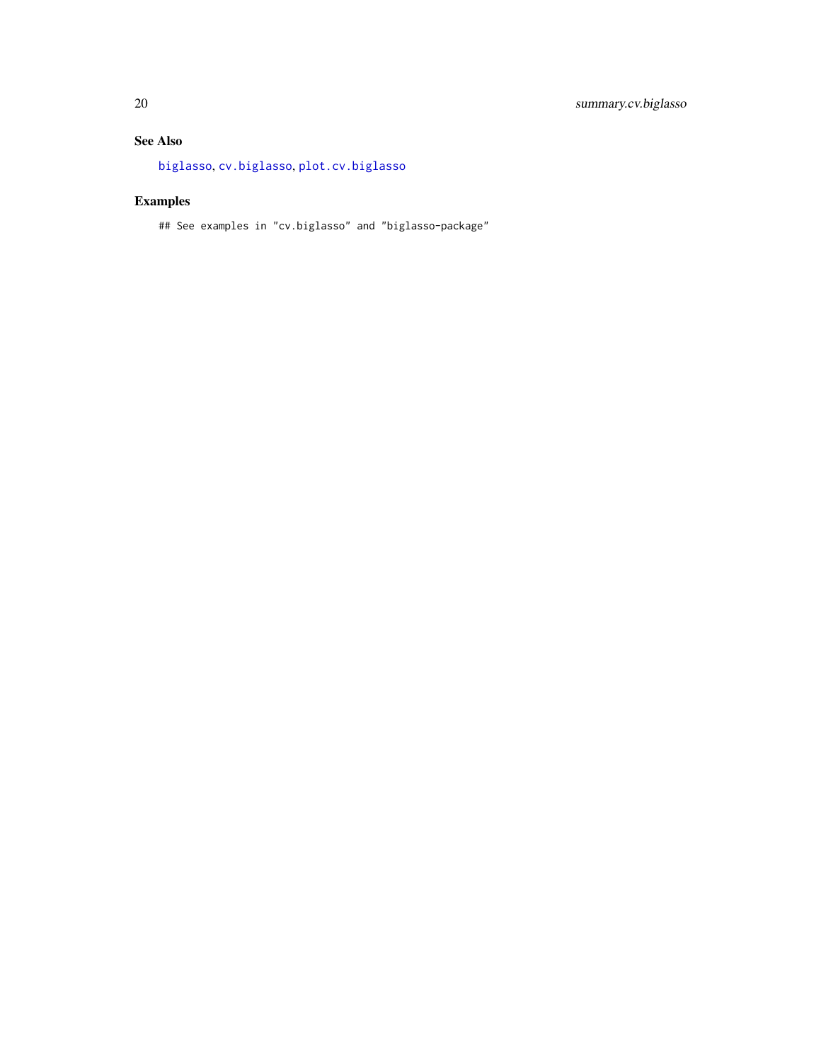## See Also

biglasso, cv.biglasso, plot.cv.biglasso

## Examples

```
## See examples in "cv.biglasso" and "biglasso-package"
```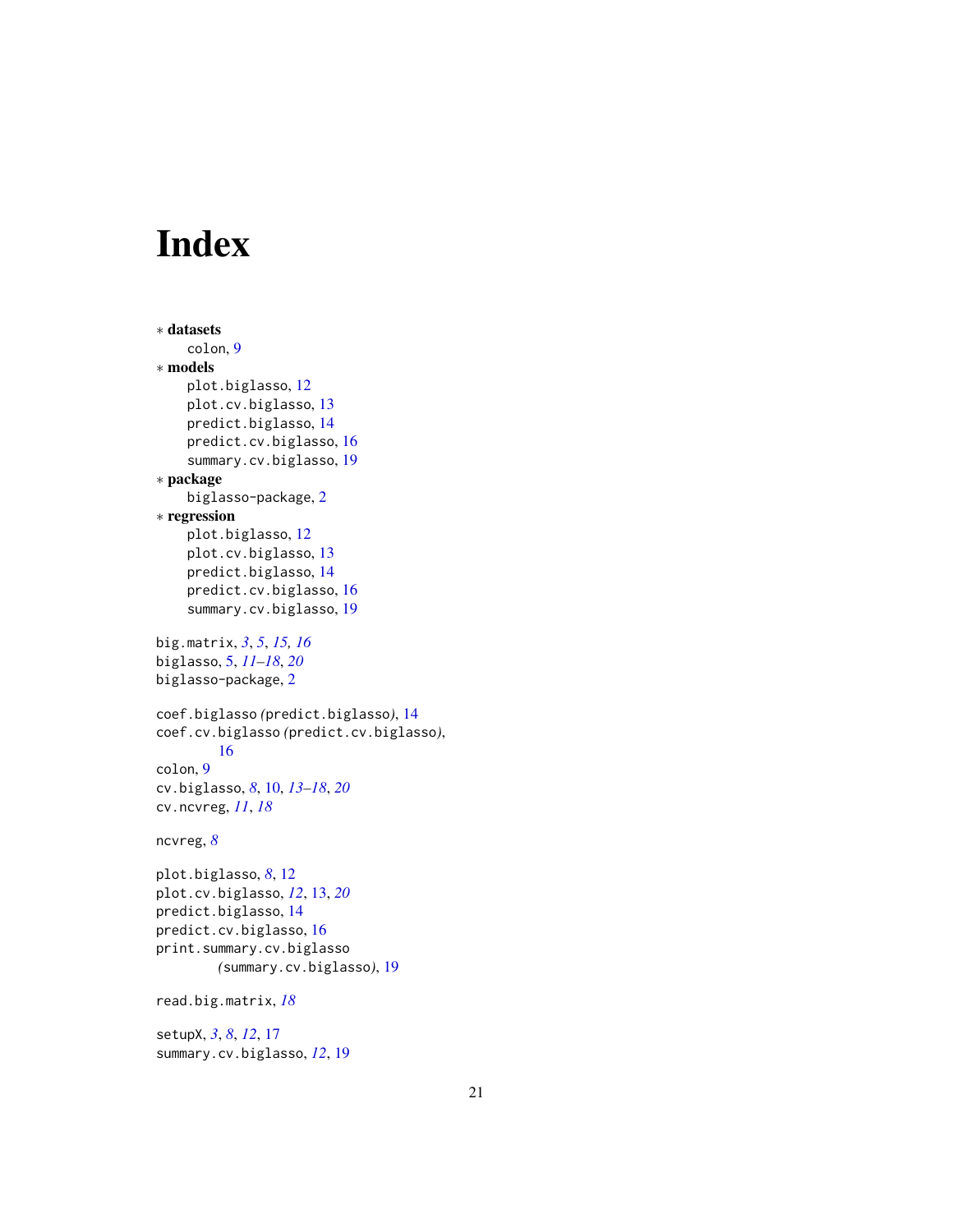# Index

∗ **datasets**
  colon, 9

∗ **models**
  plot.biglasso, 12
  plot.cv.biglasso, 13
  predict.biglasso, 14
  predict.cv.biglasso, 16
  summary.cv.biglasso, 19

∗ **package**
  biglasso-package, 2

∗ **regression**
  plot.biglasso, 12
  plot.cv.biglasso, 13
  predict.biglasso, 14
  predict.cv.biglasso, 16
  summary.cv.biglasso, 19

big.matrix, *3*, *5*, *15, 16*
biglasso, 5, *11–18*, *20*
biglasso-package, 2

coef.biglasso *(*predict.biglasso*)*, 14
coef.cv.biglasso *(*predict.cv.biglasso*)*, 16
colon, 9
cv.biglasso, *8*, 10, *13–18*, *20*
cv.ncvreg, *11*, *18*

ncvreg, *8*

plot.biglasso, *8*, 12
plot.cv.biglasso, *12*, 13, *20*
predict.biglasso, 14
predict.cv.biglasso, 16
print.summary.cv.biglasso *(*summary.cv.biglasso*)*, 19

read.big.matrix, *18*

setupX, *3*, *8*, *12*, 17
summary.cv.biglasso, *12*, 19